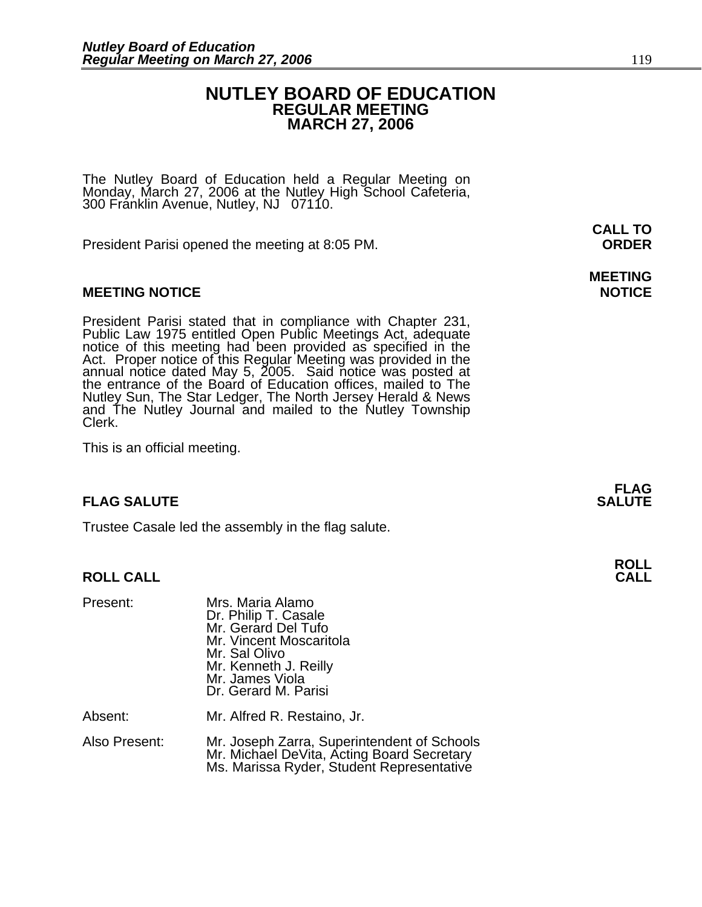# NUTLEY BOARD OF EDUCATION
## REGULAR MEETING
## MARCH 27, 2006

The Nutley Board of Education held a Regular Meeting on Monday, March 27, 2006 at the Nutley High School Cafeteria, 300 Franklin Avenue, Nutley, NJ 07110.

**CALL TO ORDER**

President Parisi opened the meeting at 8:05 PM.

**MEETING NOTICE**

President Parisi stated that in compliance with Chapter 231, Public Law 1975 entitled Open Public Meetings Act, adequate notice of this meeting had been provided as specified in the Act. Proper notice of this Regular Meeting was provided in the annual notice dated May 5, 2005. Said notice was posted at the entrance of the Board of Education offices, mailed to The Nutley Sun, The Star Ledger, The North Jersey Herald & News and The Nutley Journal and mailed to the Nutley Township Clerk.

This is an official meeting.

**FLAG SALUTE**

Trustee Casale led the assembly in the flag salute.

**ROLL CALL**

Present:
- Mrs. Maria Alamo
- Dr. Philip T. Casale
- Mr. Gerard Del Tufo
- Mr. Vincent Moscaritola
- Mr. Sal Olivo
- Mr. Kenneth J. Reilly
- Mr. James Viola
- Dr. Gerard M. Parisi

Absent:
- Mr. Alfred R. Restaino, Jr.

Also Present:
- Mr. Joseph Zarra, Superintendent of Schools
- Mr. Michael DeVita, Acting Board Secretary
- Ms. Marissa Ryder, Student Representative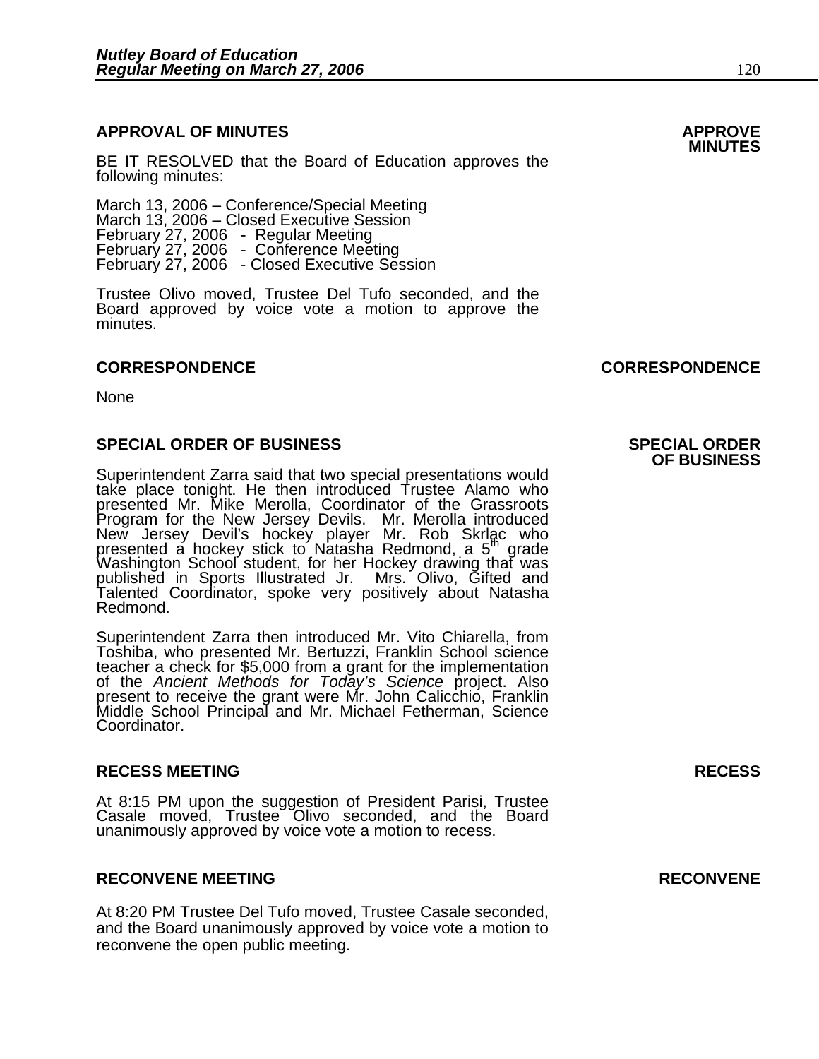## APPROVAL OF MINUTES

**APPROVE MINUTES**

BE IT RESOLVED that the Board of Education approves the following minutes:

March 13, 2006 – Conference/Special Meeting
March 13, 2006 – Closed Executive Session
February 27, 2006 - Regular Meeting
February 27, 2006 - Conference Meeting
February 27, 2006 - Closed Executive Session

Trustee Olivo moved, Trustee Del Tufo seconded, and the Board approved by voice vote a motion to approve the minutes.

## CORRESPONDENCE

**CORRESPONDENCE**

None

## SPECIAL ORDER OF BUSINESS

**SPECIAL ORDER OF BUSINESS**

Superintendent Zarra said that two special presentations would take place tonight. He then introduced Trustee Alamo who presented Mr. Mike Merolla, Coordinator of the Grassroots Program for the New Jersey Devils. Mr. Merolla introduced New Jersey Devil's hockey player Mr. Rob Skrlac who presented a hockey stick to Natasha Redmond, a 5th grade Washington School student, for her Hockey drawing that was published in Sports Illustrated Jr. Mrs. Olivo, Gifted and Talented Coordinator, spoke very positively about Natasha Redmond.

Superintendent Zarra then introduced Mr. Vito Chiarella, from Toshiba, who presented Mr. Bertuzzi, Franklin School science teacher a check for $5,000 from a grant for the implementation of the *Ancient Methods for Today's Science* project. Also present to receive the grant were Mr. John Calicchio, Franklin Middle School Principal and Mr. Michael Fetherman, Science Coordinator.

## RECESS MEETING

**RECESS**

At 8:15 PM upon the suggestion of President Parisi, Trustee Casale moved, Trustee Olivo seconded, and the Board unanimously approved by voice vote a motion to recess.

## RECONVENE MEETING

**RECONVENE**

At 8:20 PM Trustee Del Tufo moved, Trustee Casale seconded, and the Board unanimously approved by voice vote a motion to reconvene the open public meeting.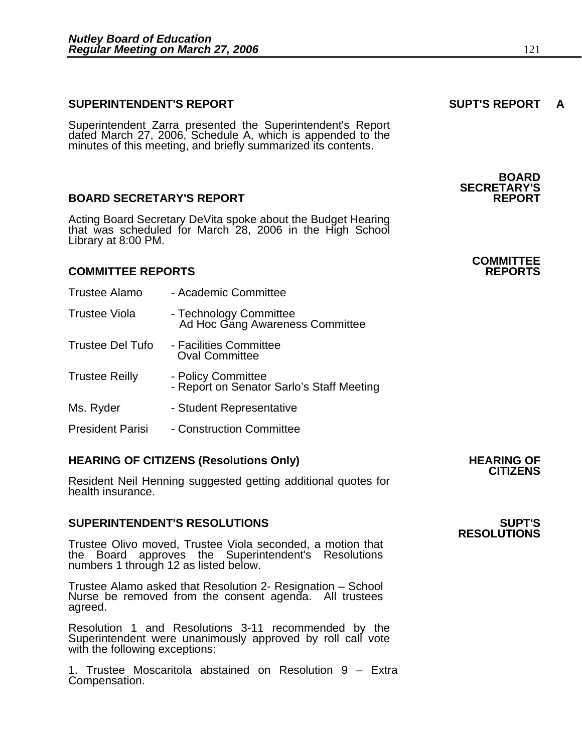## SUPERINTENDENT'S REPORT

**SUPT'S REPORT A**

Superintendent Zarra presented the Superintendent's Report dated March 27, 2006, Schedule A, which is appended to the minutes of this meeting, and briefly summarized its contents.

## BOARD SECRETARY'S REPORT

**BOARD SECRETARY'S REPORT**

Acting Board Secretary DeVita spoke about the Budget Hearing that was scheduled for March 28, 2006 in the High School Library at 8:00 PM.

## COMMITTEE REPORTS

**COMMITTEE REPORTS**

Trustee Alamo - Academic Committee

Trustee Viola - Technology Committee
Ad Hoc Gang Awareness Committee

Trustee Del Tufo - Facilities Committee
Oval Committee

Trustee Reilly - Policy Committee
- Report on Senator Sarlo's Staff Meeting

Ms. Ryder - Student Representative

President Parisi - Construction Committee

## HEARING OF CITIZENS (Resolutions Only)

**HEARING OF CITIZENS**

Resident Neil Henning suggested getting additional quotes for health insurance.

## SUPERINTENDENT'S RESOLUTIONS

**SUPT'S RESOLUTIONS**

Trustee Olivo moved, Trustee Viola seconded, a motion that the Board approves the Superintendent's Resolutions numbers 1 through 12 as listed below.

Trustee Alamo asked that Resolution 2- Resignation – School Nurse be removed from the consent agenda. All trustees agreed.

Resolution 1 and Resolutions 3-11 recommended by the Superintendent were unanimously approved by roll call vote with the following exceptions:

1. Trustee Moscaritola abstained on Resolution 9 – Extra Compensation.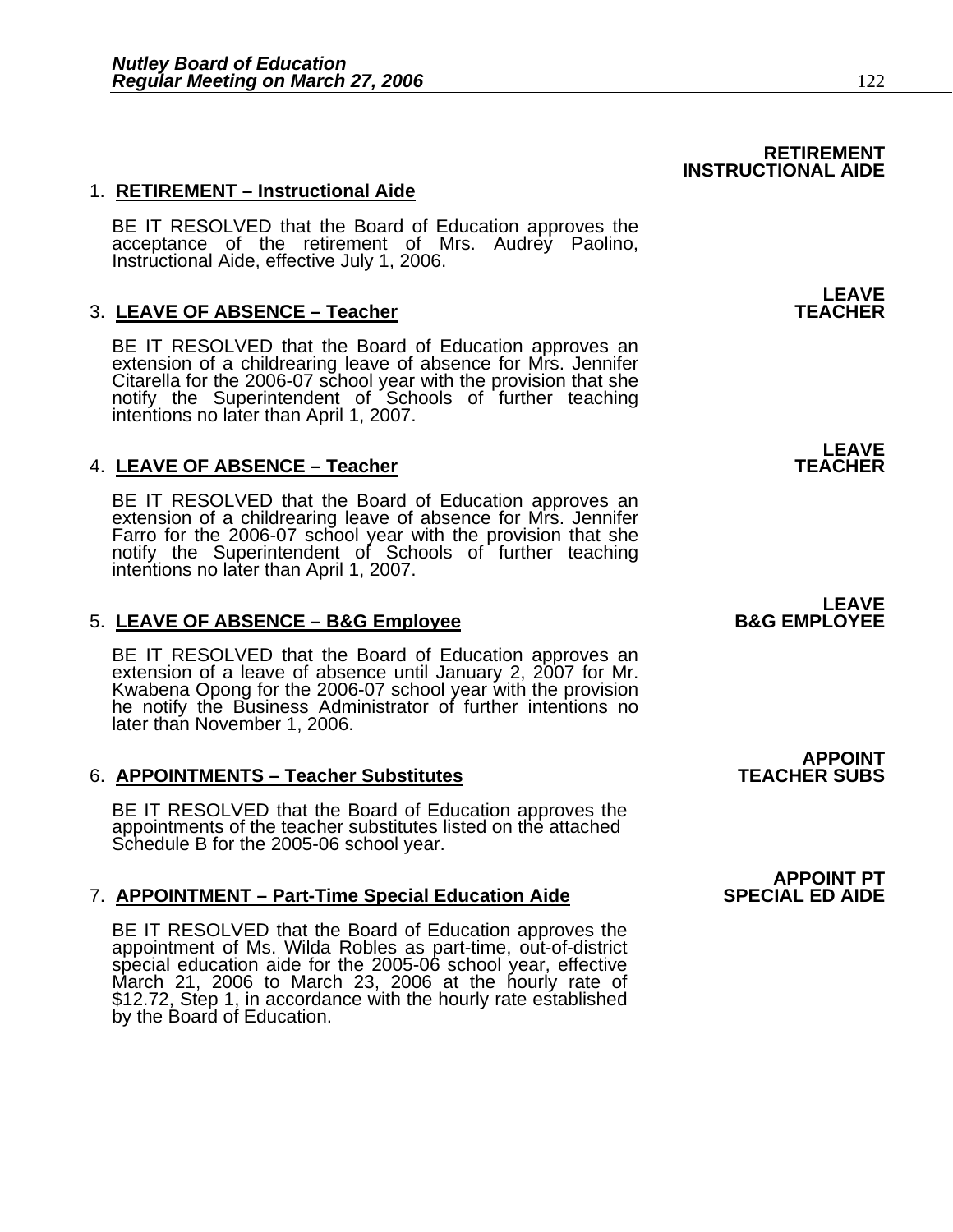**RETIREMENT INSTRUCTIONAL AIDE**

1. **RETIREMENT – Instructional Aide**

   BE IT RESOLVED that the Board of Education approves the acceptance of the retirement of Mrs. Audrey Paolino, Instructional Aide, effective July 1, 2006.

**LEAVE TEACHER**

3. **LEAVE OF ABSENCE – Teacher**

   BE IT RESOLVED that the Board of Education approves an extension of a childrearing leave of absence for Mrs. Jennifer Citarella for the 2006-07 school year with the provision that she notify the Superintendent of Schools of further teaching intentions no later than April 1, 2007.

**LEAVE TEACHER**

4. **LEAVE OF ABSENCE – Teacher**

   BE IT RESOLVED that the Board of Education approves an extension of a childrearing leave of absence for Mrs. Jennifer Farro for the 2006-07 school year with the provision that she notify the Superintendent of Schools of further teaching intentions no later than April 1, 2007.

**LEAVE B&G EMPLOYEE**

5. **LEAVE OF ABSENCE – B&G Employee**

   BE IT RESOLVED that the Board of Education approves an extension of a leave of absence until January 2, 2007 for Mr. Kwabena Opong for the 2006-07 school year with the provision he notify the Business Administrator of further intentions no later than November 1, 2006.

**APPOINT TEACHER SUBS**

6. **APPOINTMENTS – Teacher Substitutes**

   BE IT RESOLVED that the Board of Education approves the appointments of the teacher substitutes listed on the attached Schedule B for the 2005-06 school year.

**APPOINT PT SPECIAL ED AIDE**

7. **APPOINTMENT – Part-Time Special Education Aide**

   BE IT RESOLVED that the Board of Education approves the appointment of Ms. Wilda Robles as part-time, out-of-district special education aide for the 2005-06 school year, effective March 21, 2006 to March 23, 2006 at the hourly rate of $12.72, Step 1, in accordance with the hourly rate established by the Board of Education.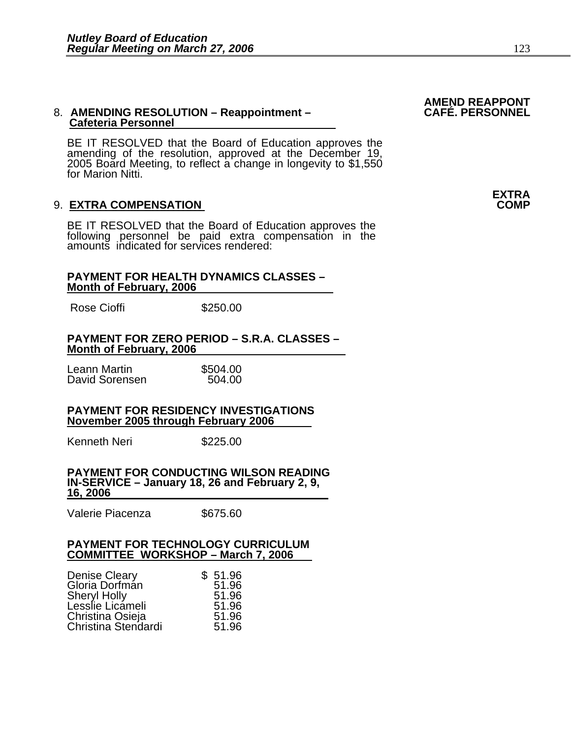**AMEND REAPPONT CAFÉ. PERSONNEL**

8. **AMENDING RESOLUTION – Reappointment – Cafeteria Personnel**

BE IT RESOLVED that the Board of Education approves the amending of the resolution, approved at the December 19, 2005 Board Meeting, to reflect a change in longevity to $1,550 for Marion Nitti.

**EXTRA COMP**

9. **EXTRA COMPENSATION**

BE IT RESOLVED that the Board of Education approves the following personnel be paid extra compensation in the amounts indicated for services rendered:

**PAYMENT FOR HEALTH DYNAMICS CLASSES – Month of February, 2006**

| | |
|---|---|
| Rose Cioffi | $250.00 |

**PAYMENT FOR ZERO PERIOD – S.R.A. CLASSES – Month of February, 2006**

| | |
|---|---|
| Leann Martin | $504.00 |
| David Sorensen | 504.00 |

**PAYMENT FOR RESIDENCY INVESTIGATIONS November 2005 through February 2006**

| | |
|---|---|
| Kenneth Neri | $225.00 |

**PAYMENT FOR CONDUCTING WILSON READING IN-SERVICE – January 18, 26 and February 2, 9, 16, 2006**

| | |
|---|---|
| Valerie Piacenza | $675.60 |

**PAYMENT FOR TECHNOLOGY CURRICULUM COMMITTEE WORKSHOP – March 7, 2006**

| | |
|---|---|
| Denise Cleary | $ 51.96 |
| Gloria Dorfman | 51.96 |
| Sheryl Holly | 51.96 |
| Lesslie Licameli | 51.96 |
| Christina Osieja | 51.96 |
| Christina Stendardi | 51.96 |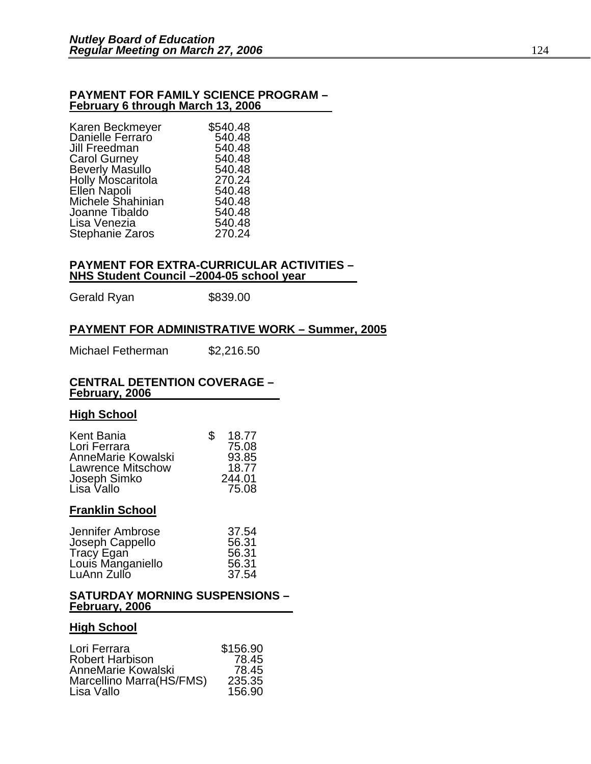**PAYMENT FOR FAMILY SCIENCE PROGRAM – February 6 through March 13, 2006**

| | |
|---|---|
| Karen Beckmeyer | $540.48 |
| Danielle Ferraro | 540.48 |
| Jill Freedman | 540.48 |
| Carol Gurney | 540.48 |
| Beverly Masullo | 540.48 |
| Holly Moscaritola | 270.24 |
| Ellen Napoli | 540.48 |
| Michele Shahinian | 540.48 |
| Joanne Tibaldo | 540.48 |
| Lisa Venezia | 540.48 |
| Stephanie Zaros | 270.24 |

**PAYMENT FOR EXTRA-CURRICULAR ACTIVITIES – NHS Student Council –2004-05 school year**

| | |
|---|---|
| Gerald Ryan | $839.00 |

**PAYMENT FOR ADMINISTRATIVE WORK – Summer, 2005**

| | |
|---|---|
| Michael Fetherman | $2,216.50 |

**CENTRAL DETENTION COVERAGE – February, 2006**

**High School**

| | |
|---|---|
| Kent Bania | $ 18.77 |
| Lori Ferrara | 75.08 |
| AnneMarie Kowalski | 93.85 |
| Lawrence Mitschow | 18.77 |
| Joseph Simko | 244.01 |
| Lisa Vallo | 75.08 |

**Franklin School**

| | |
|---|---|
| Jennifer Ambrose | 37.54 |
| Joseph Cappello | 56.31 |
| Tracy Egan | 56.31 |
| Louis Manganiello | 56.31 |
| LuAnn Zullo | 37.54 |

**SATURDAY MORNING SUSPENSIONS – February, 2006**

**High School**

| | |
|---|---|
| Lori Ferrara | $156.90 |
| Robert Harbison | 78.45 |
| AnneMarie Kowalski | 78.45 |
| Marcellino Marra(HS/FMS) | 235.35 |
| Lisa Vallo | 156.90 |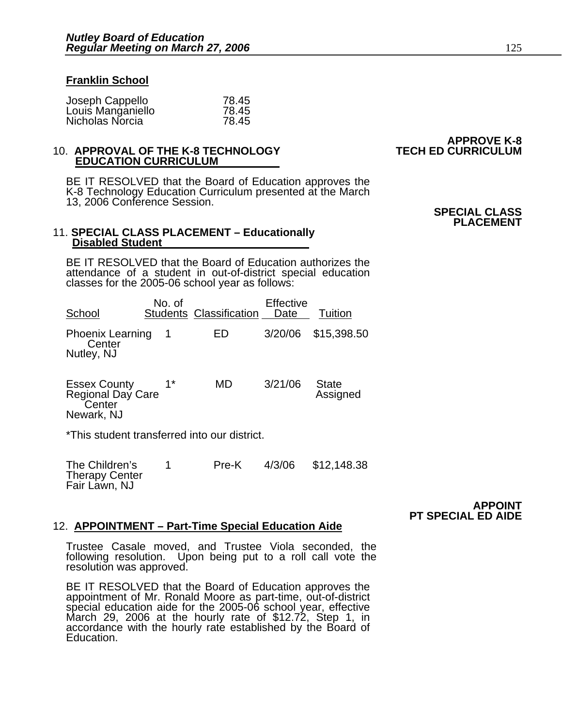**Franklin School**

| | |
|---|---|
| Joseph Cappello | 78.45 |
| Louis Manganiello | 78.45 |
| Nicholas Norcia | 78.45 |

**APPROVE K-8 TECH ED CURRICULUM**

10. **APPROVAL OF THE K-8 TECHNOLOGY EDUCATION CURRICULUM**

BE IT RESOLVED that the Board of Education approves the K-8 Technology Education Curriculum presented at the March 13, 2006 Conference Session.

**SPECIAL CLASS PLACEMENT**

11. **SPECIAL CLASS PLACEMENT – Educationally Disabled Student**

BE IT RESOLVED that the Board of Education authorizes the attendance of a student in out-of-district special education classes for the 2005-06 school year as follows:

| School | No. of Students | Classification | Effective Date | Tuition |
|---|---|---|---|---|
| Phoenix Learning Center<br>Nutley, NJ | 1 | ED | 3/20/06 | $15,398.50 |
| Essex County Regional Day Care Center<br>Newark, NJ | 1* | MD | 3/21/06 | State Assigned |

*This student transferred into our district.

| School | No. of Students | Classification | Effective Date | Tuition |
|---|---|---|---|---|
| The Children's Therapy Center<br>Fair Lawn, NJ | 1 | Pre-K | 4/3/06 | $12,148.38 |

**APPOINT PT SPECIAL ED AIDE**

12. **APPOINTMENT – Part-Time Special Education Aide**

Trustee Casale moved, and Trustee Viola seconded, the following resolution. Upon being put to a roll call vote the resolution was approved.

BE IT RESOLVED that the Board of Education approves the appointment of Mr. Ronald Moore as part-time, out-of-district special education aide for the 2005-06 school year, effective March 29, 2006 at the hourly rate of $12.72, Step 1, in accordance with the hourly rate established by the Board of Education.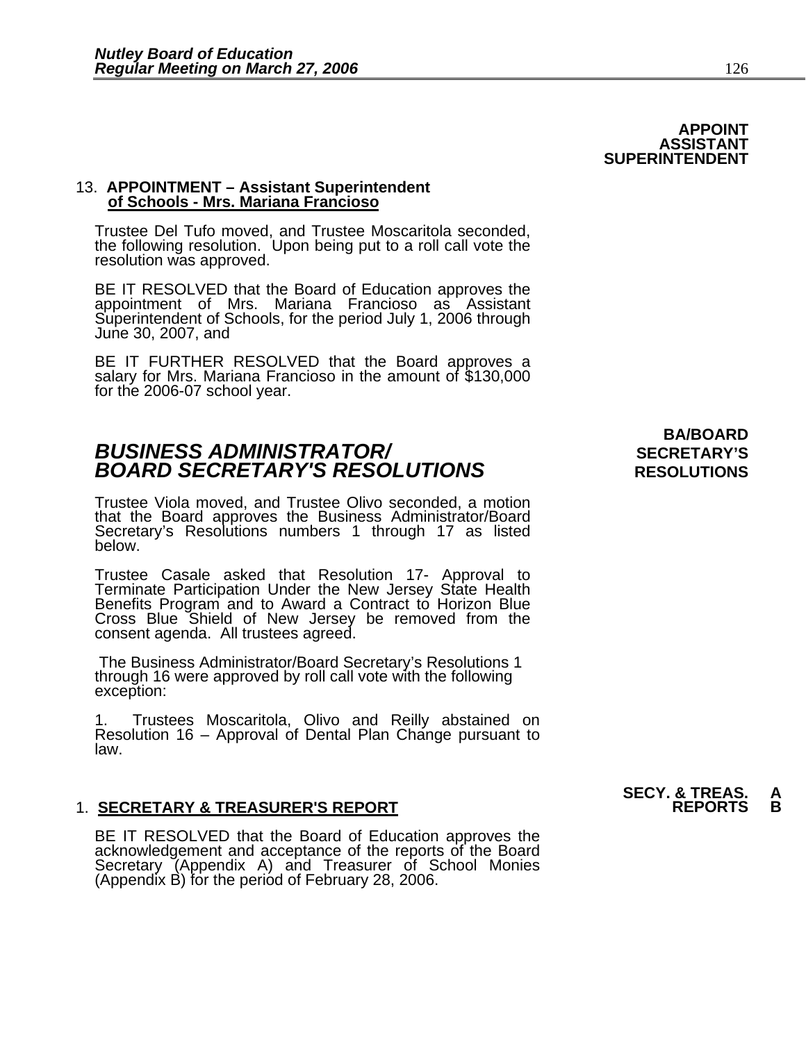**APPOINT ASSISTANT SUPERINTENDENT**

13. **APPOINTMENT – Assistant Superintendent of Schools - Mrs. Mariana Francioso**

Trustee Del Tufo moved, and Trustee Moscaritola seconded, the following resolution. Upon being put to a roll call vote the resolution was approved.

BE IT RESOLVED that the Board of Education approves the appointment of Mrs. Mariana Francioso as Assistant Superintendent of Schools, for the period July 1, 2006 through June 30, 2007, and

BE IT FURTHER RESOLVED that the Board approves a salary for Mrs. Mariana Francioso in the amount of $130,000 for the 2006-07 school year.

**BA/BOARD SECRETARY'S RESOLUTIONS**

# *BUSINESS ADMINISTRATOR/ BOARD SECRETARY'S RESOLUTIONS*

Trustee Viola moved, and Trustee Olivo seconded, a motion that the Board approves the Business Administrator/Board Secretary's Resolutions numbers 1 through 17 as listed below.

Trustee Casale asked that Resolution 17- Approval to Terminate Participation Under the New Jersey State Health Benefits Program and to Award a Contract to Horizon Blue Cross Blue Shield of New Jersey be removed from the consent agenda. All trustees agreed.

The Business Administrator/Board Secretary's Resolutions 1 through 16 were approved by roll call vote with the following exception:

1. Trustees Moscaritola, Olivo and Reilly abstained on Resolution 16 – Approval of Dental Plan Change pursuant to law.

**SECY. & TREAS. REPORTS A B**

1. **SECRETARY & TREASURER'S REPORT**

BE IT RESOLVED that the Board of Education approves the acknowledgement and acceptance of the reports of the Board Secretary (Appendix A) and Treasurer of School Monies (Appendix B) for the period of February 28, 2006.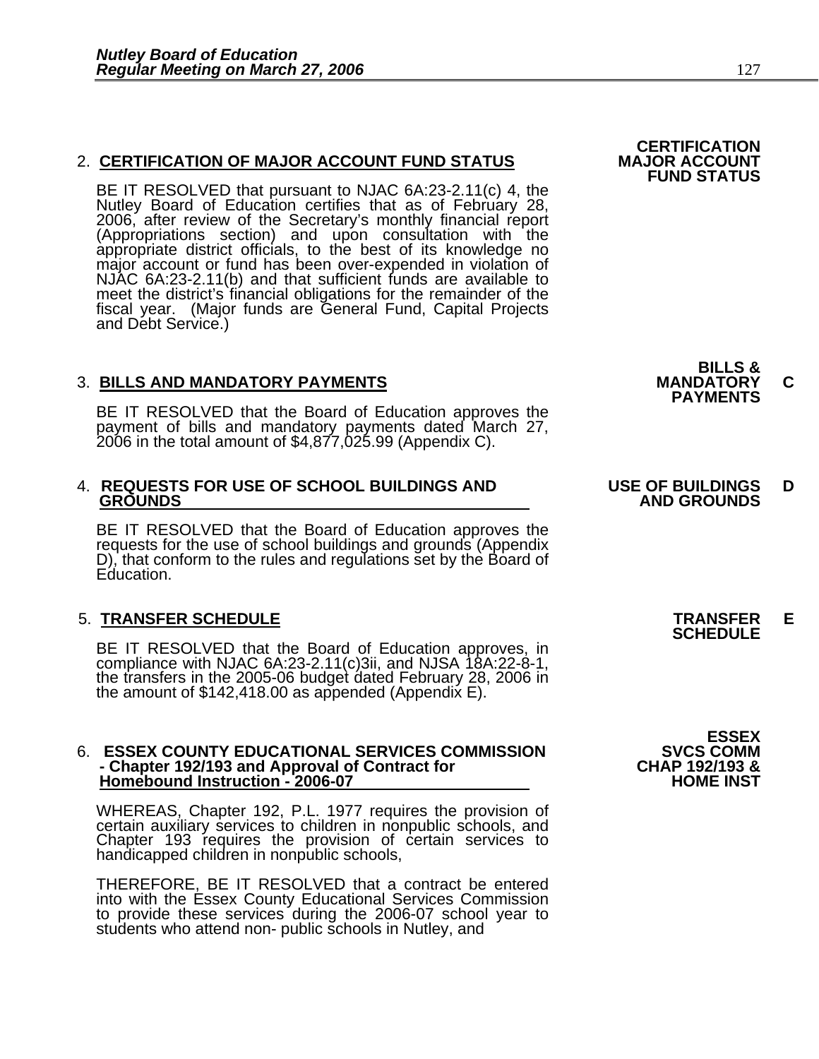2. **CERTIFICATION OF MAJOR ACCOUNT FUND STATUS** — **CERTIFICATION MAJOR ACCOUNT FUND STATUS**

BE IT RESOLVED that pursuant to NJAC 6A:23-2.11(c) 4, the Nutley Board of Education certifies that as of February 28, 2006, after review of the Secretary's monthly financial report (Appropriations section) and upon consultation with the appropriate district officials, to the best of its knowledge no major account or fund has been over-expended in violation of NJAC 6A:23-2.11(b) and that sufficient funds are available to meet the district's financial obligations for the remainder of the fiscal year. (Major funds are General Fund, Capital Projects and Debt Service.)

3. **BILLS AND MANDATORY PAYMENTS** — **BILLS & MANDATORY PAYMENTS** **C**

BE IT RESOLVED that the Board of Education approves the payment of bills and mandatory payments dated March 27, 2006 in the total amount of $4,877,025.99 (Appendix C).

4. **REQUESTS FOR USE OF SCHOOL BUILDINGS AND GROUNDS** — **USE OF BUILDINGS AND GROUNDS** **D**

BE IT RESOLVED that the Board of Education approves the requests for the use of school buildings and grounds (Appendix D), that conform to the rules and regulations set by the Board of Education.

5. **TRANSFER SCHEDULE** — **TRANSFER SCHEDULE** **E**

BE IT RESOLVED that the Board of Education approves, in compliance with NJAC 6A:23-2.11(c)3ii, and NJSA 18A:22-8-1, the transfers in the 2005-06 budget dated February 28, 2006 in the amount of $142,418.00 as appended (Appendix E).

6. **ESSEX COUNTY EDUCATIONAL SERVICES COMMISSION - Chapter 192/193 and Approval of Contract for Homebound Instruction - 2006-07** — **ESSEX SVCS COMM CHAP 192/193 & HOME INST**

WHEREAS, Chapter 192, P.L. 1977 requires the provision of certain auxiliary services to children in nonpublic schools, and Chapter 193 requires the provision of certain services to handicapped children in nonpublic schools,

THEREFORE, BE IT RESOLVED that a contract be entered into with the Essex County Educational Services Commission to provide these services during the 2006-07 school year to students who attend non- public schools in Nutley, and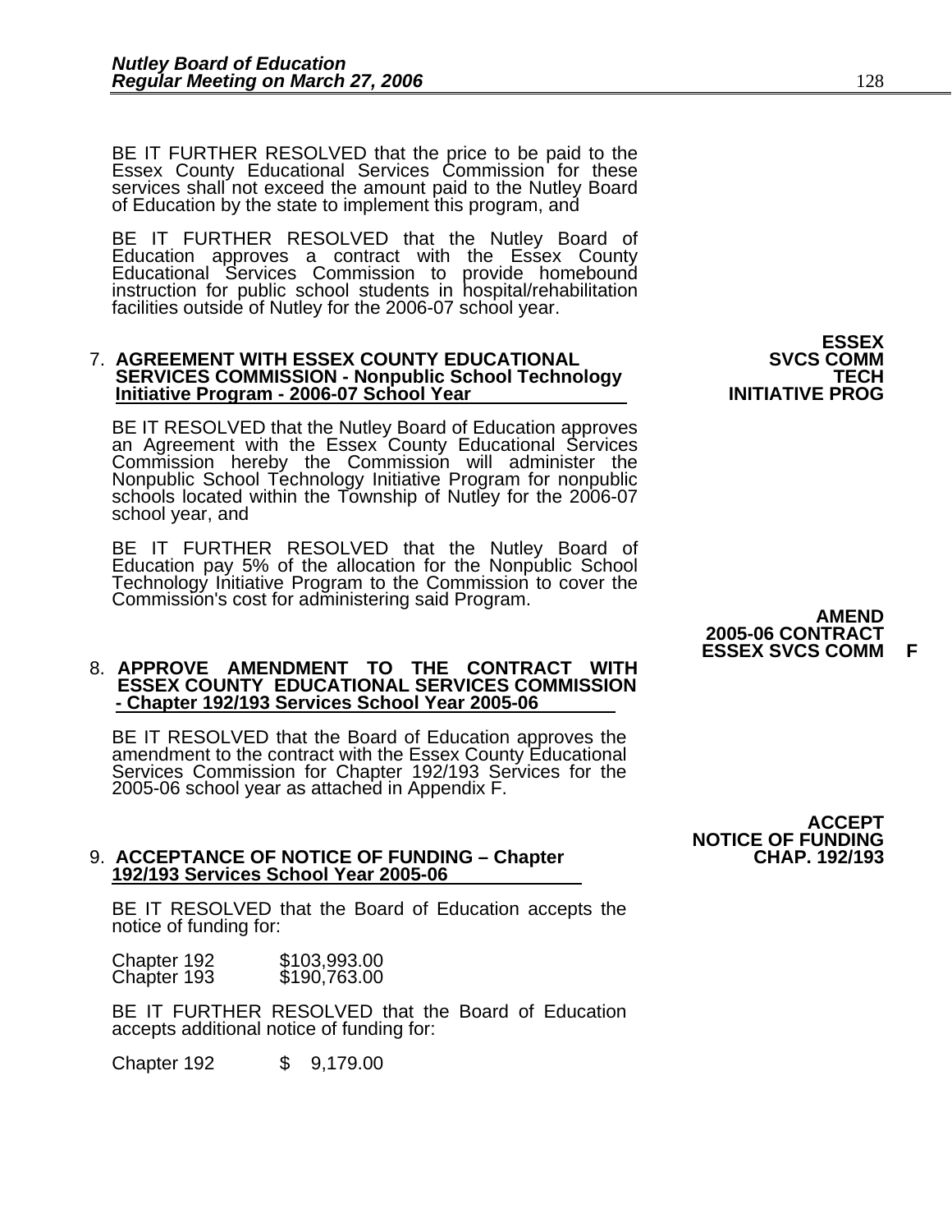BE IT FURTHER RESOLVED that the price to be paid to the Essex County Educational Services Commission for these services shall not exceed the amount paid to the Nutley Board of Education by the state to implement this program, and

BE IT FURTHER RESOLVED that the Nutley Board of Education approves a contract with the Essex County Educational Services Commission to provide homebound instruction for public school students in hospital/rehabilitation facilities outside of Nutley for the 2006-07 school year.

**ESSEX SVCS COMM TECH INITIATIVE PROG**

7. **AGREEMENT WITH ESSEX COUNTY EDUCATIONAL SERVICES COMMISSION - Nonpublic School Technology Initiative Program - 2006-07 School Year**

BE IT RESOLVED that the Nutley Board of Education approves an Agreement with the Essex County Educational Services Commission hereby the Commission will administer the Nonpublic School Technology Initiative Program for nonpublic schools located within the Township of Nutley for the 2006-07 school year, and

BE IT FURTHER RESOLVED that the Nutley Board of Education pay 5% of the allocation for the Nonpublic School Technology Initiative Program to the Commission to cover the Commission's cost for administering said Program.

**AMEND 2005-06 CONTRACT ESSEX SVCS COMM F**

8. **APPROVE AMENDMENT TO THE CONTRACT WITH ESSEX COUNTY EDUCATIONAL SERVICES COMMISSION - Chapter 192/193 Services School Year 2005-06**

BE IT RESOLVED that the Board of Education approves the amendment to the contract with the Essex County Educational Services Commission for Chapter 192/193 Services for the 2005-06 school year as attached in Appendix F.

**ACCEPT NOTICE OF FUNDING CHAP. 192/193**

9. **ACCEPTANCE OF NOTICE OF FUNDING – Chapter 192/193 Services School Year 2005-06**

BE IT RESOLVED that the Board of Education accepts the notice of funding for:

| | |
|---|---|
| Chapter 192 | $103,993.00 |
| Chapter 193 | $190,763.00 |

BE IT FURTHER RESOLVED that the Board of Education accepts additional notice of funding for:

| | |
|---|---|
| Chapter 192 | $ 9,179.00 |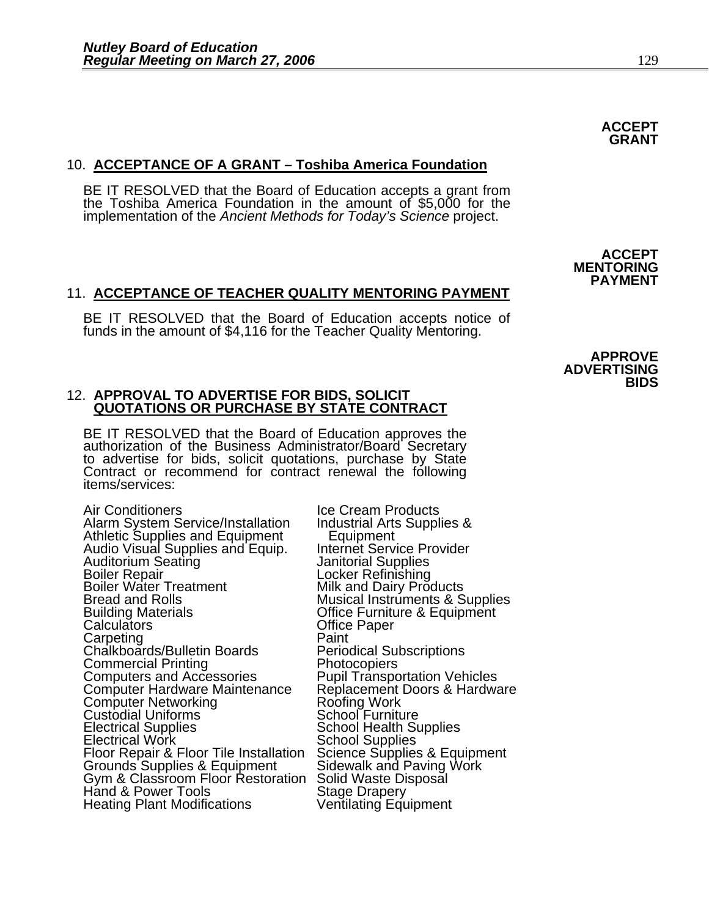**ACCEPT GRANT**

10. **ACCEPTANCE OF A GRANT – Toshiba America Foundation**

BE IT RESOLVED that the Board of Education accepts a grant from the Toshiba America Foundation in the amount of $5,000 for the implementation of the *Ancient Methods for Today's Science* project.

**ACCEPT MENTORING PAYMENT**

11. **ACCEPTANCE OF TEACHER QUALITY MENTORING PAYMENT**

BE IT RESOLVED that the Board of Education accepts notice of funds in the amount of $4,116 for the Teacher Quality Mentoring.

**APPROVE ADVERTISING BIDS**

12. **APPROVAL TO ADVERTISE FOR BIDS, SOLICIT QUOTATIONS OR PURCHASE BY STATE CONTRACT**

BE IT RESOLVED that the Board of Education approves the authorization of the Business Administrator/Board Secretary to advertise for bids, solicit quotations, purchase by State Contract or recommend for contract renewal the following items/services:

Air Conditioners
Alarm System Service/Installation
Athletic Supplies and Equipment
Audio Visual Supplies and Equip.
Auditorium Seating
Boiler Repair
Boiler Water Treatment
Bread and Rolls
Building Materials
Calculators
Carpeting
Chalkboards/Bulletin Boards
Commercial Printing
Computers and Accessories
Computer Hardware Maintenance
Computer Networking
Custodial Uniforms
Electrical Supplies
Electrical Work
Floor Repair & Floor Tile Installation
Grounds Supplies & Equipment
Gym & Classroom Floor Restoration
Hand & Power Tools
Heating Plant Modifications
Ice Cream Products
Industrial Arts Supplies & Equipment
Internet Service Provider
Janitorial Supplies
Locker Refinishing
Milk and Dairy Products
Musical Instruments & Supplies
Office Furniture & Equipment
Office Paper
Paint
Periodical Subscriptions
Photocopiers
Pupil Transportation Vehicles
Replacement Doors & Hardware
Roofing Work
School Furniture
School Health Supplies
School Supplies
Science Supplies & Equipment
Sidewalk and Paving Work
Solid Waste Disposal
Stage Drapery
Ventilating Equipment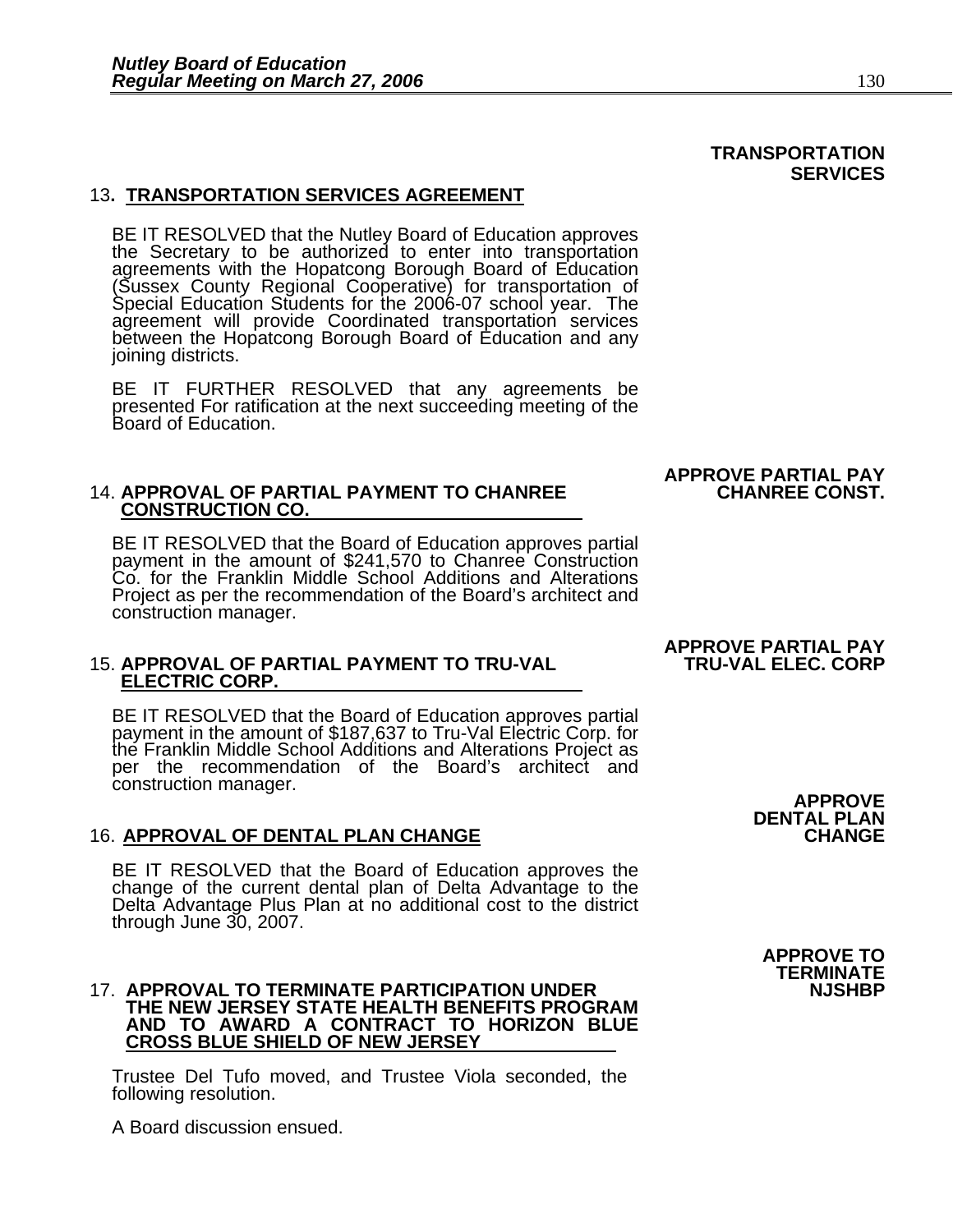**TRANSPORTATION SERVICES**

13. **TRANSPORTATION SERVICES AGREEMENT**

BE IT RESOLVED that the Nutley Board of Education approves the Secretary to be authorized to enter into transportation agreements with the Hopatcong Borough Board of Education (Sussex County Regional Cooperative) for transportation of Special Education Students for the 2006-07 school year. The agreement will provide Coordinated transportation services between the Hopatcong Borough Board of Education and any joining districts.

BE IT FURTHER RESOLVED that any agreements be presented For ratification at the next succeeding meeting of the Board of Education.

**APPROVE PARTIAL PAY CHANREE CONST.**

14. **APPROVAL OF PARTIAL PAYMENT TO CHANREE CONSTRUCTION CO.**

BE IT RESOLVED that the Board of Education approves partial payment in the amount of $241,570 to Chanree Construction Co. for the Franklin Middle School Additions and Alterations Project as per the recommendation of the Board's architect and construction manager.

**APPROVE PARTIAL PAY TRU-VAL ELEC. CORP**

15. **APPROVAL OF PARTIAL PAYMENT TO TRU-VAL ELECTRIC CORP.**

BE IT RESOLVED that the Board of Education approves partial payment in the amount of $187,637 to Tru-Val Electric Corp. for the Franklin Middle School Additions and Alterations Project as per the recommendation of the Board's architect and construction manager.

**APPROVE DENTAL PLAN CHANGE**

16. **APPROVAL OF DENTAL PLAN CHANGE**

BE IT RESOLVED that the Board of Education approves the change of the current dental plan of Delta Advantage to the Delta Advantage Plus Plan at no additional cost to the district through June 30, 2007.

**APPROVE TO TERMINATE NJSHBP**

17. **APPROVAL TO TERMINATE PARTICIPATION UNDER THE NEW JERSEY STATE HEALTH BENEFITS PROGRAM AND TO AWARD A CONTRACT TO HORIZON BLUE CROSS BLUE SHIELD OF NEW JERSEY**

Trustee Del Tufo moved, and Trustee Viola seconded, the following resolution.

A Board discussion ensued.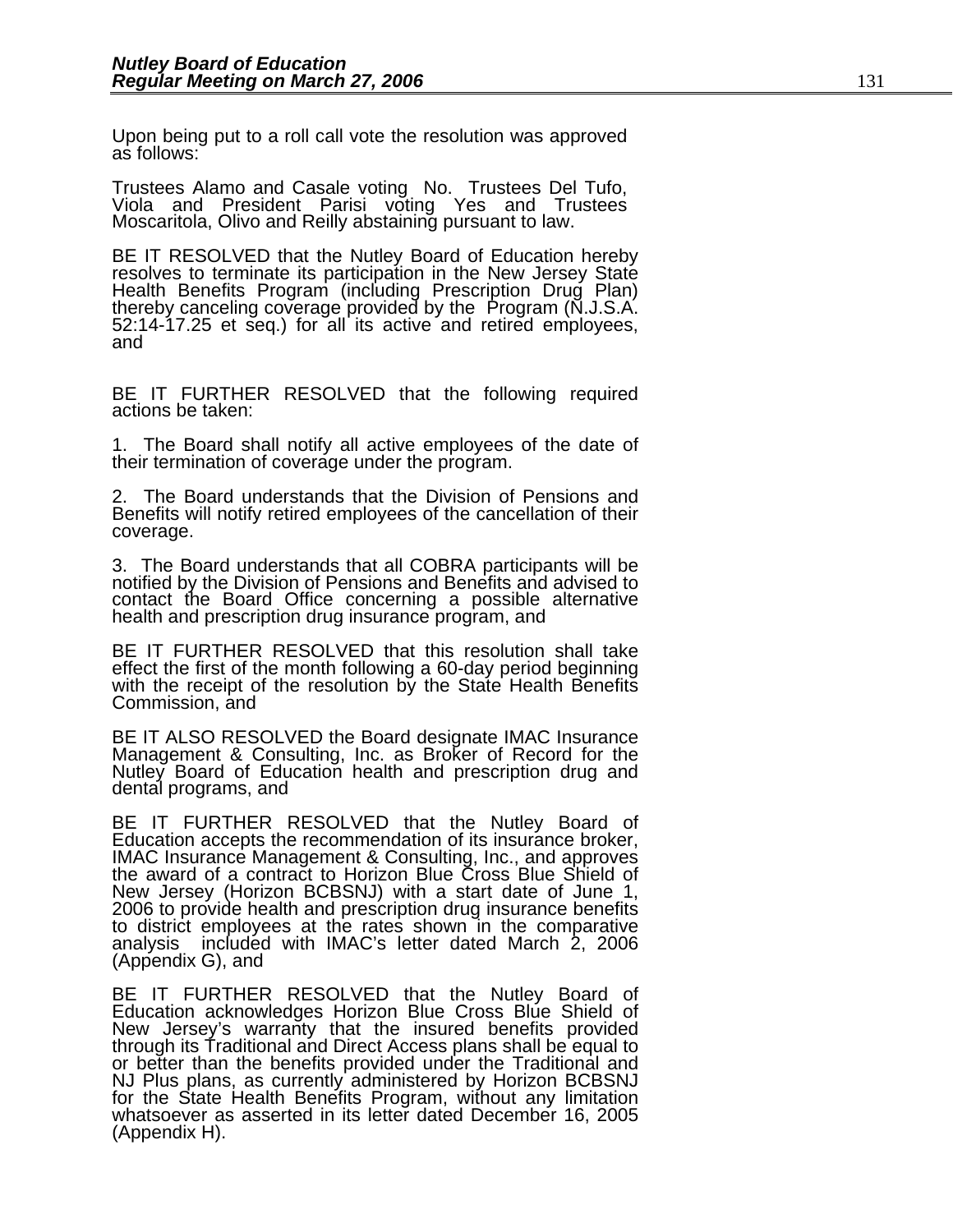Upon being put to a roll call vote the resolution was approved as follows:

Trustees Alamo and Casale voting No. Trustees Del Tufo, Viola and President Parisi voting Yes and Trustees Moscaritola, Olivo and Reilly abstaining pursuant to law.

BE IT RESOLVED that the Nutley Board of Education hereby resolves to terminate its participation in the New Jersey State Health Benefits Program (including Prescription Drug Plan) thereby canceling coverage provided by the Program (N.J.S.A. 52:14-17.25 et seq.) for all its active and retired employees, and

BE IT FURTHER RESOLVED that the following required actions be taken:

1. The Board shall notify all active employees of the date of their termination of coverage under the program.

2. The Board understands that the Division of Pensions and Benefits will notify retired employees of the cancellation of their coverage.

3. The Board understands that all COBRA participants will be notified by the Division of Pensions and Benefits and advised to contact the Board Office concerning a possible alternative health and prescription drug insurance program, and

BE IT FURTHER RESOLVED that this resolution shall take effect the first of the month following a 60-day period beginning with the receipt of the resolution by the State Health Benefits Commission, and

BE IT ALSO RESOLVED the Board designate IMAC Insurance Management & Consulting, Inc. as Broker of Record for the Nutley Board of Education health and prescription drug and dental programs, and

BE IT FURTHER RESOLVED that the Nutley Board of Education accepts the recommendation of its insurance broker, IMAC Insurance Management & Consulting, Inc., and approves the award of a contract to Horizon Blue Cross Blue Shield of New Jersey (Horizon BCBSNJ) with a start date of June 1, 2006 to provide health and prescription drug insurance benefits to district employees at the rates shown in the comparative analysis included with IMAC's letter dated March 2, 2006 (Appendix G), and

BE IT FURTHER RESOLVED that the Nutley Board of Education acknowledges Horizon Blue Cross Blue Shield of New Jersey's warranty that the insured benefits provided through its Traditional and Direct Access plans shall be equal to or better than the benefits provided under the Traditional and NJ Plus plans, as currently administered by Horizon BCBSNJ for the State Health Benefits Program, without any limitation whatsoever as asserted in its letter dated December 16, 2005 (Appendix H).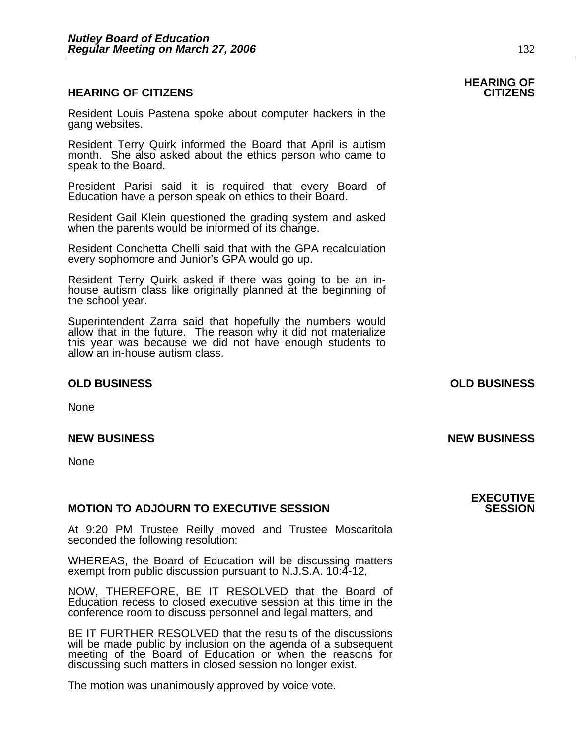## HEARING OF CITIZENS

Resident Louis Pastena spoke about computer hackers in the gang websites.

Resident Terry Quirk informed the Board that April is autism month. She also asked about the ethics person who came to speak to the Board.

President Parisi said it is required that every Board of Education have a person speak on ethics to their Board.

Resident Gail Klein questioned the grading system and asked when the parents would be informed of its change.

Resident Conchetta Chelli said that with the GPA recalculation every sophomore and Junior's GPA would go up.

Resident Terry Quirk asked if there was going to be an in-house autism class like originally planned at the beginning of the school year.

Superintendent Zarra said that hopefully the numbers would allow that in the future. The reason why it did not materialize this year was because we did not have enough students to allow an in-house autism class.

## OLD BUSINESS

None

## NEW BUSINESS

None

## MOTION TO ADJOURN TO EXECUTIVE SESSION

At 9:20 PM Trustee Reilly moved and Trustee Moscaritola seconded the following resolution:

WHEREAS, the Board of Education will be discussing matters exempt from public discussion pursuant to N.J.S.A. 10:4-12,

NOW, THEREFORE, BE IT RESOLVED that the Board of Education recess to closed executive session at this time in the conference room to discuss personnel and legal matters, and

BE IT FURTHER RESOLVED that the results of the discussions will be made public by inclusion on the agenda of a subsequent meeting of the Board of Education or when the reasons for discussing such matters in closed session no longer exist.

The motion was unanimously approved by voice vote.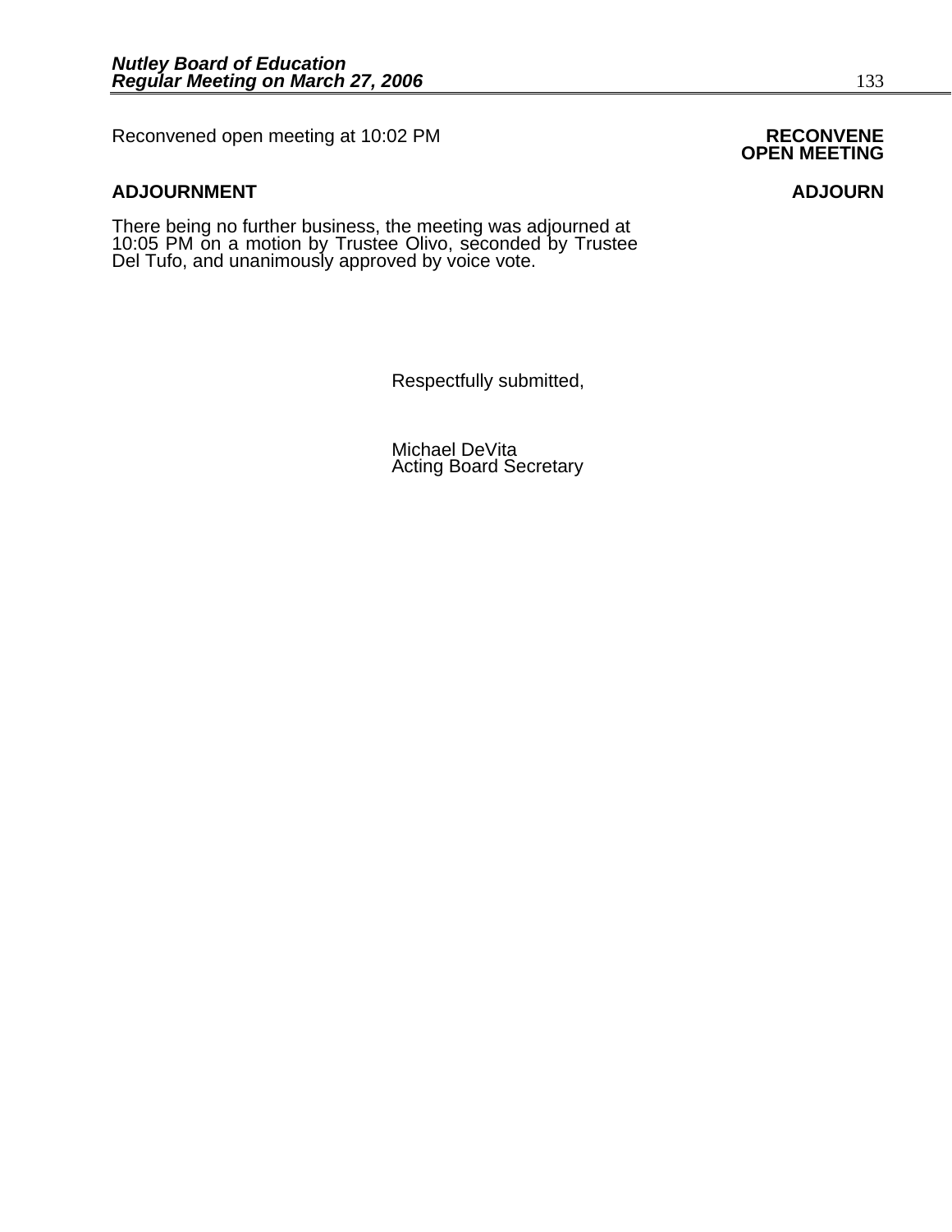Reconvened open meeting at 10:02 PM **RECONVENE OPEN MEETING**

**ADJOURNMENT** **ADJOURN**

There being no further business, the meeting was adjourned at 10:05 PM on a motion by Trustee Olivo, seconded by Trustee Del Tufo, and unanimously approved by voice vote.

Respectfully submitted,

Michael DeVita
Acting Board Secretary